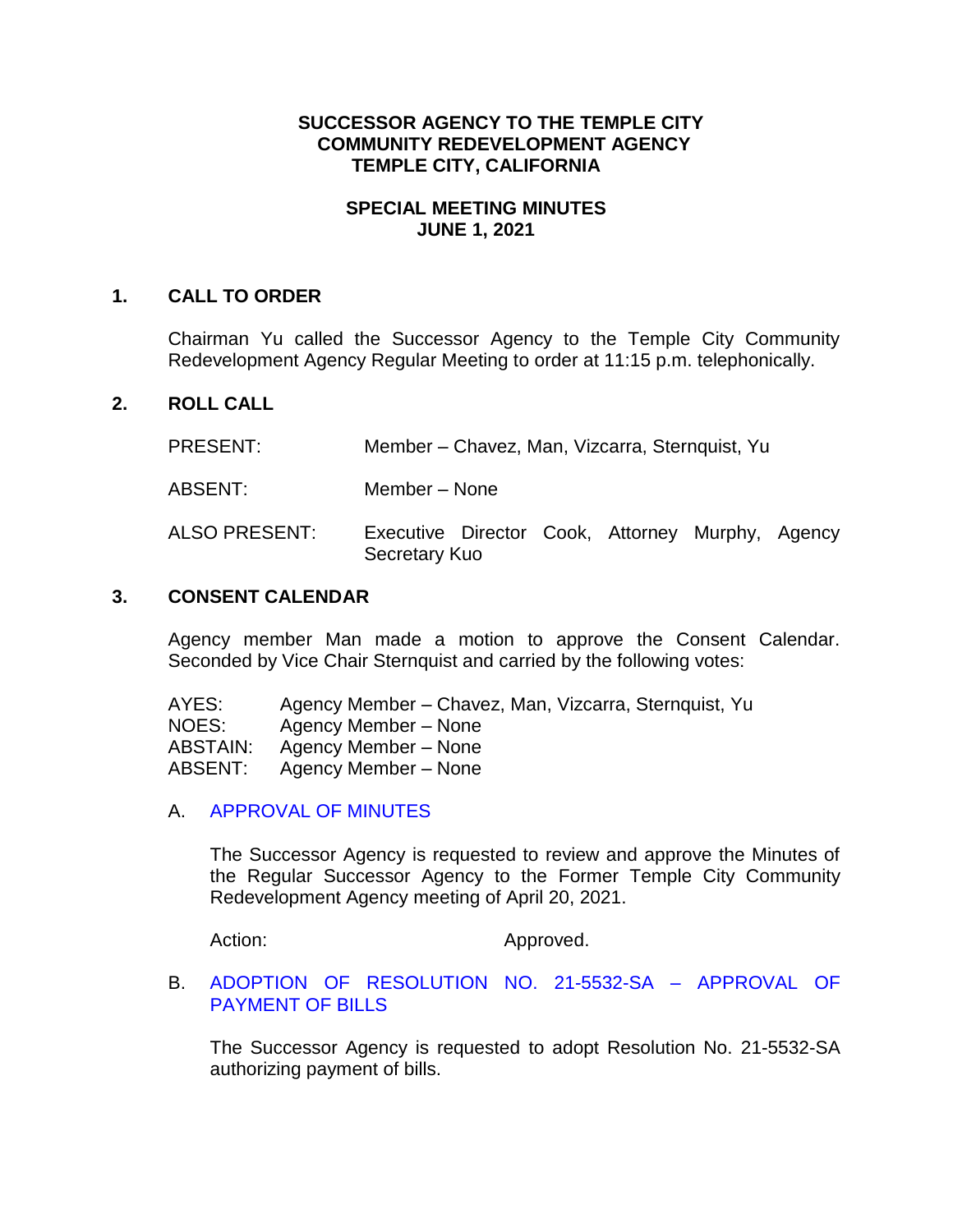**SUCCESSOR AGENCY TO THE TEMPLE CITY COMMUNITY REDEVELOPMENT AGENCY TEMPLE CITY, CALIFORNIA**

**SPECIAL MEETING MINUTES JUNE 1, 2021**

## 1. CALL TO ORDER

Chairman Yu called the Successor Agency to the Temple City Community Redevelopment Agency Regular Meeting to order at 11:15 p.m. telephonically.

## 2. ROLL CALL

PRESENT: Member – Chavez, Man, Vizcarra, Sternquist, Yu

ABSENT: Member – None

ALSO PRESENT: Executive Director Cook, Attorney Murphy, Agency Secretary Kuo

## 3. CONSENT CALENDAR

Agency member Man made a motion to approve the Consent Calendar. Seconded by Vice Chair Sternquist and carried by the following votes:

AYES: Agency Member – Chavez, Man, Vizcarra, Sternquist, Yu
NOES: Agency Member – None
ABSTAIN: Agency Member – None
ABSENT: Agency Member – None

A. APPROVAL OF MINUTES

The Successor Agency is requested to review and approve the Minutes of the Regular Successor Agency to the Former Temple City Community Redevelopment Agency meeting of April 20, 2021.

Action: Approved.

B. ADOPTION OF RESOLUTION NO. 21-5532-SA – APPROVAL OF PAYMENT OF BILLS

The Successor Agency is requested to adopt Resolution No. 21-5532-SA authorizing payment of bills.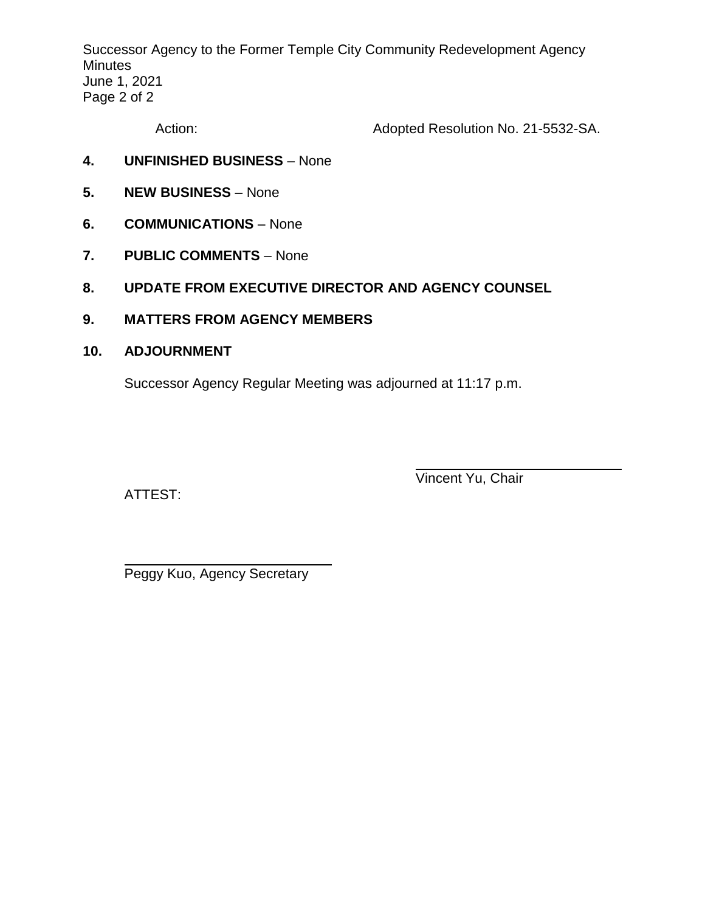Action: Adopted Resolution No. 21-5532-SA.

**4. UNFINISHED BUSINESS** – None

**5. NEW BUSINESS** – None

**6. COMMUNICATIONS** – None

**7. PUBLIC COMMENTS** – None

**8. UPDATE FROM EXECUTIVE DIRECTOR AND AGENCY COUNSEL**

**9. MATTERS FROM AGENCY MEMBERS**

**10. ADJOURNMENT**

Successor Agency Regular Meeting was adjourned at 11:17 p.m.

Vincent Yu, Chair

ATTEST:

Peggy Kuo, Agency Secretary